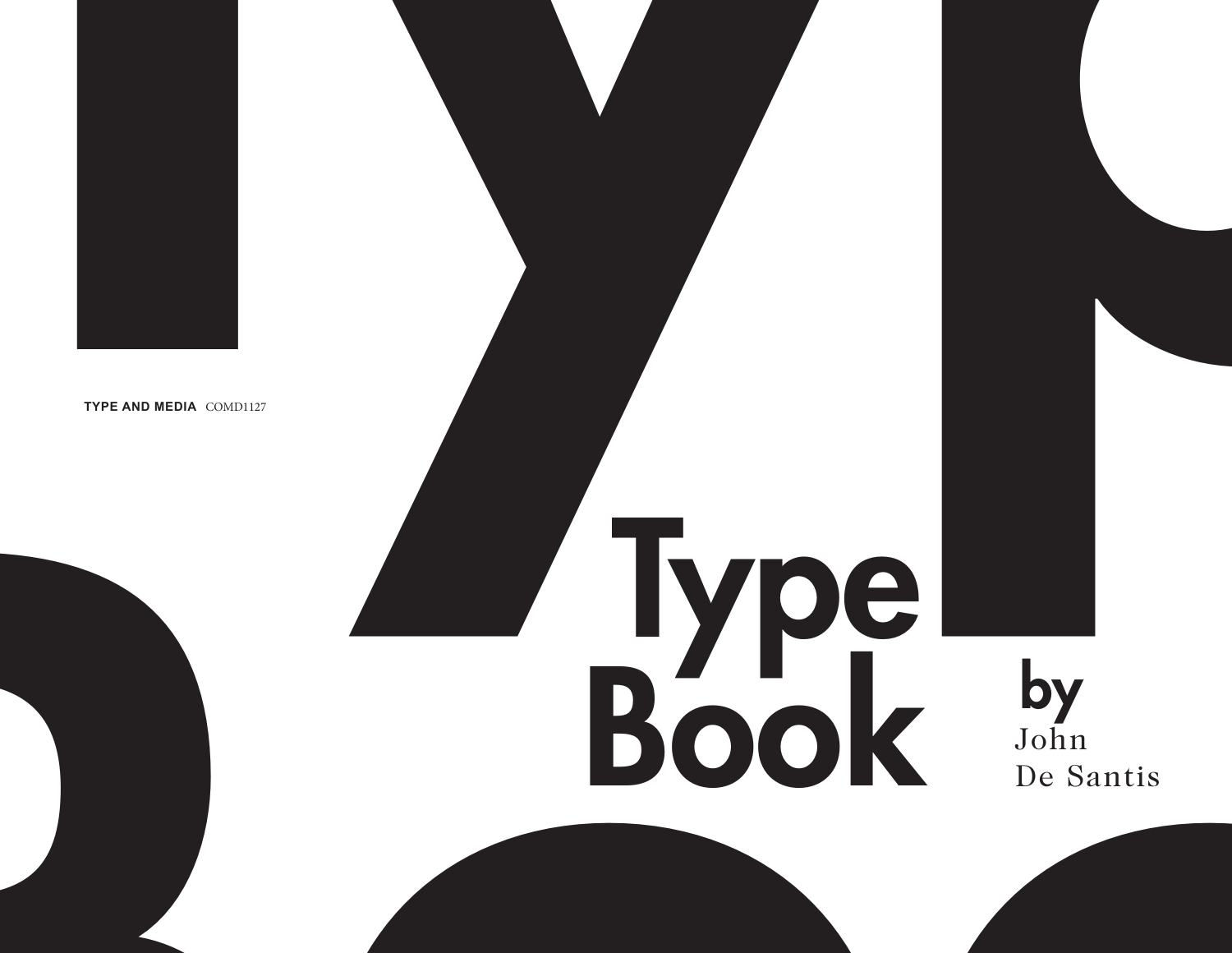**TYPE AND MEDIA** COMD1127

# Type Book

**by**
John
De Santis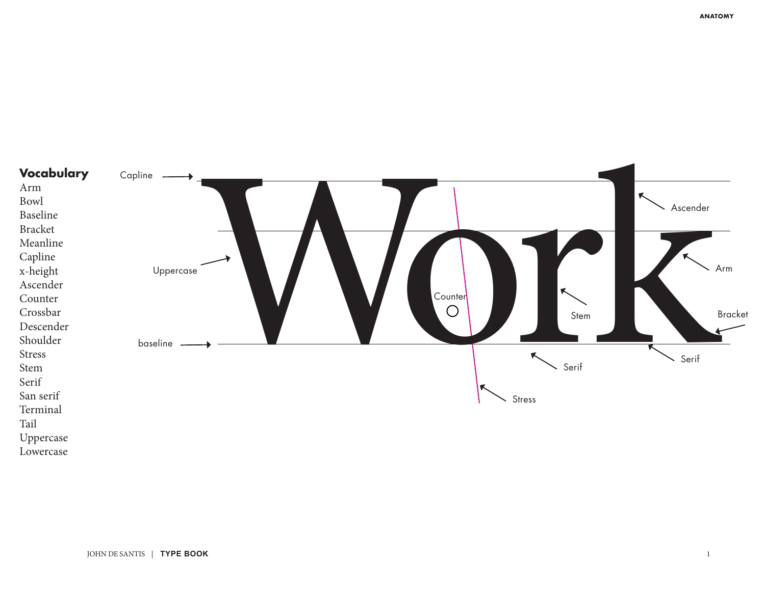**Vocabulary**

Arm
Bowl
Baseline
Bracket
Meanline
Capline
x-height
Ascender
Counter
Crossbar
Descender
Shoulder
Stress
Stem
Serif
San serif
Terminal
Tail
Uppercase
Lowercase

Capline

Uppercase

baseline

Work

Counter

Stress

Stem

Serif

Ascender

Arm

Bracket

Serif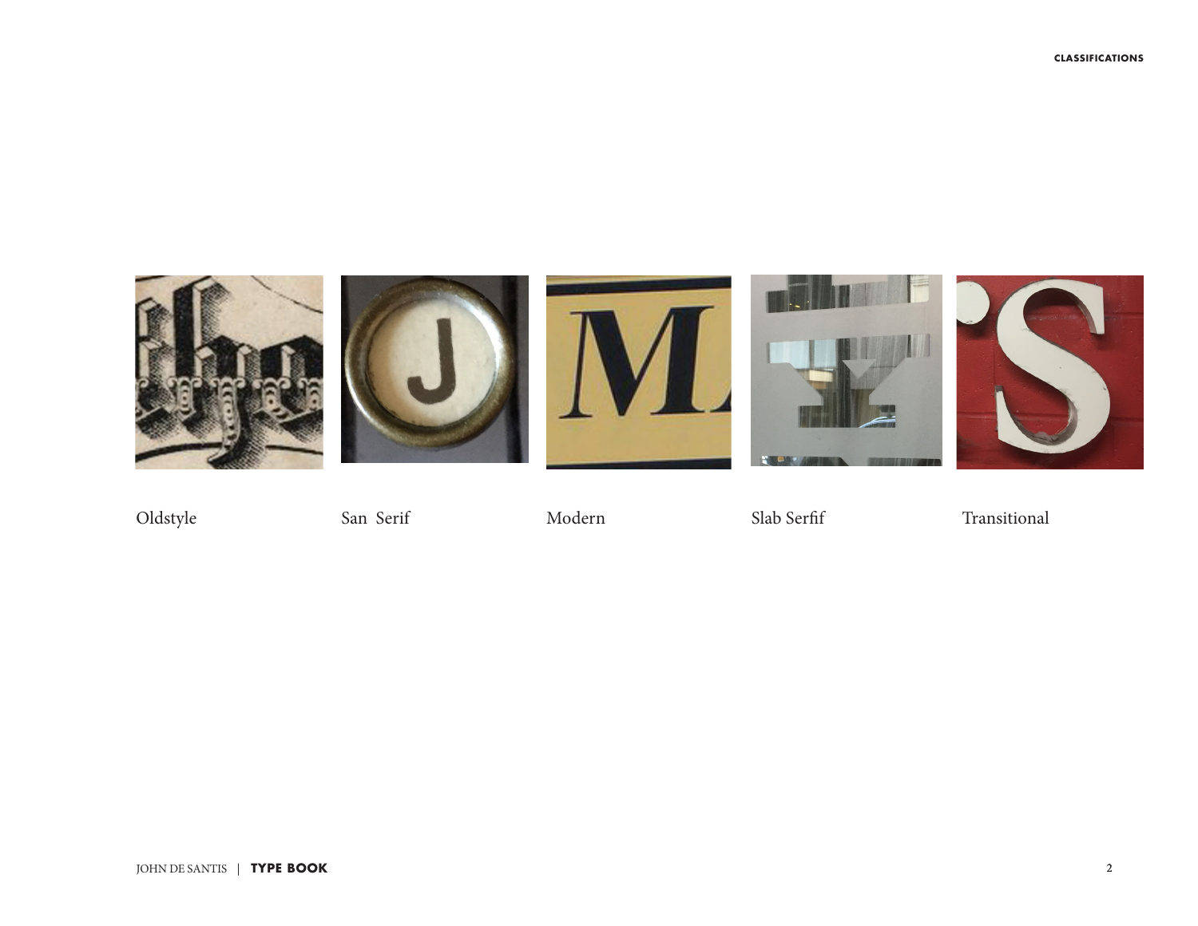Oldstyle

San Serif

Modern

Slab Serfif

Transitional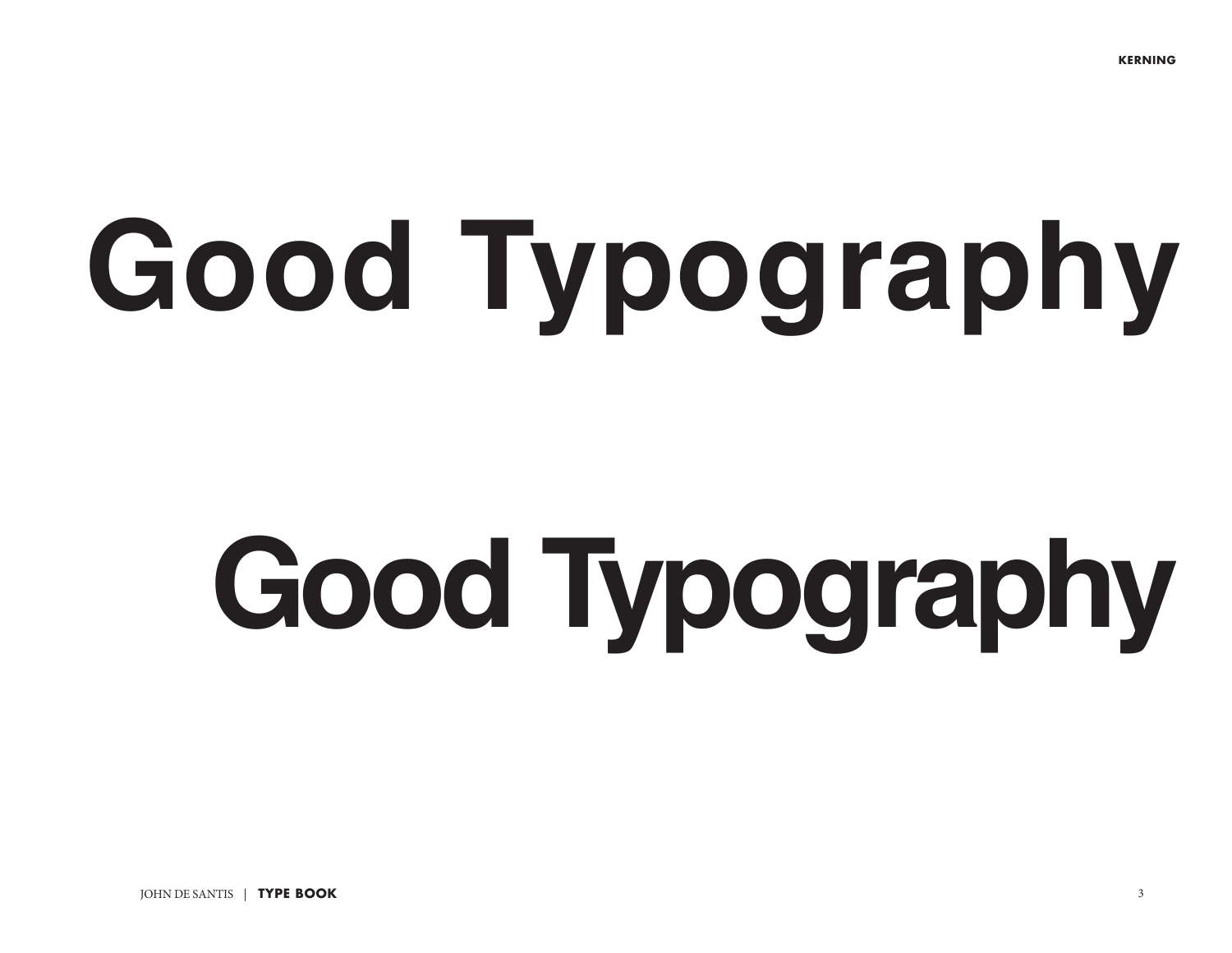# Good Typography

# Good Typography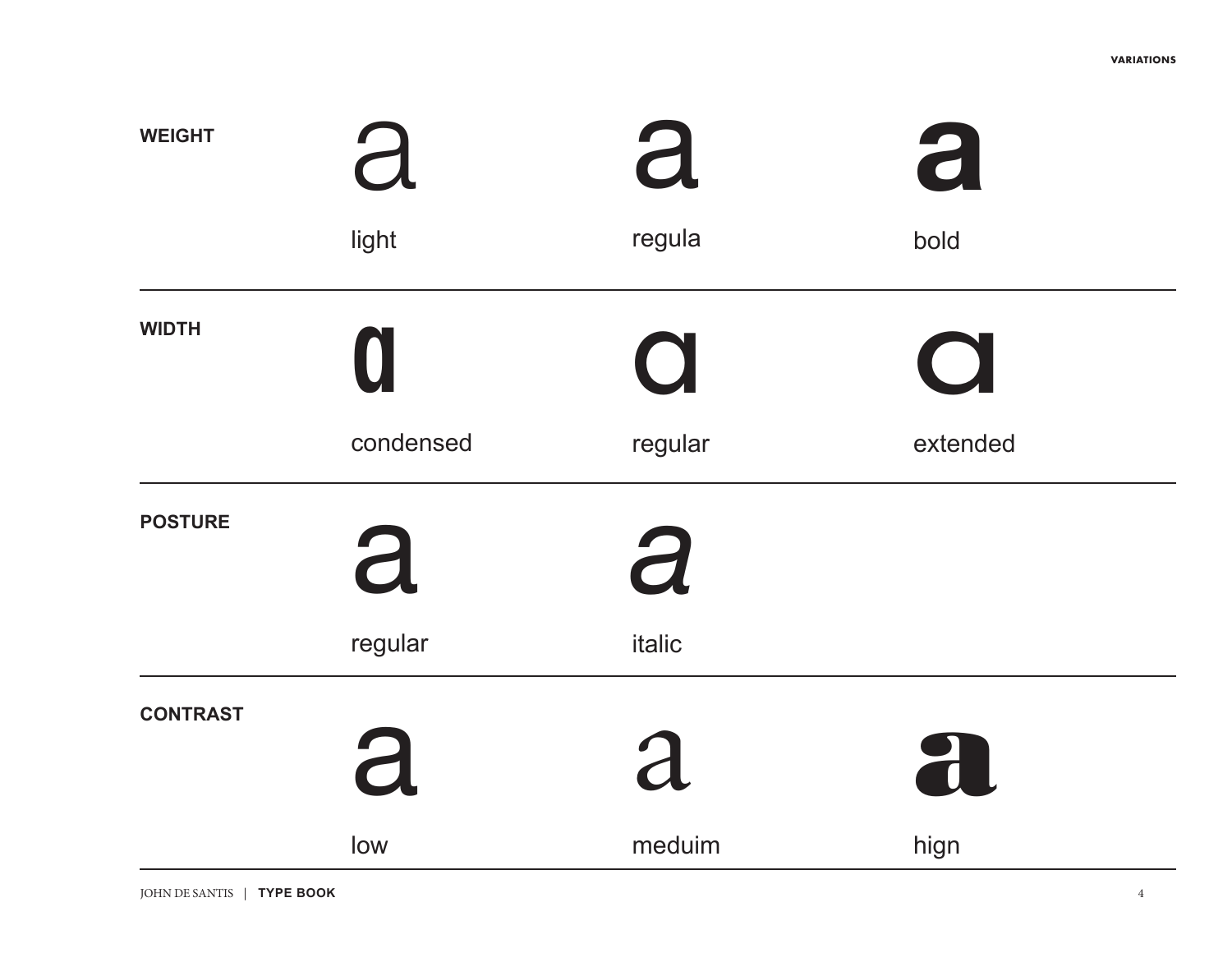## WEIGHT

| a | a | a |
|---|---|---|
| light | regula | bold |

## WIDTH

| a | a | a |
|---|---|---|
| condensed | regular | extended |

## POSTURE

| a | a |
|---|---|
| regular | italic |

## CONTRAST

| a | a | a |
|---|---|---|
| low | meduim | hign |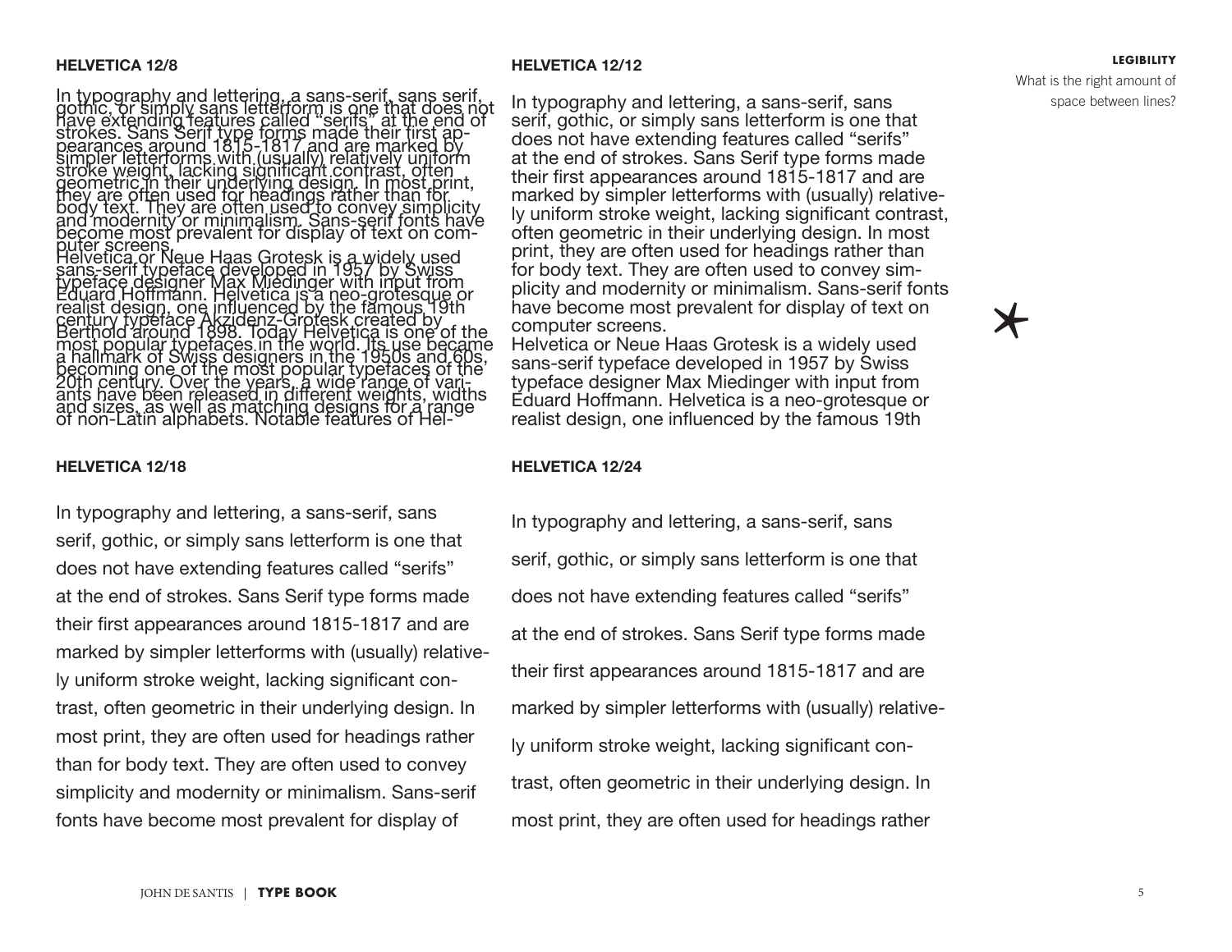**LEGIBILITY**

What is the right amount of space between lines?

### HELVETICA 12/8

In typography and lettering, a sans-serif, sans serif, gothic, or simply sans letterform is one that does not have extending features called "serifs" at the end of strokes. Sans Serif type forms made their first appearances around 1815-1817 and are marked by simpler letterforms with (usually) relatively uniform stroke weight, lacking significant contrast, often geometric in their underlying design. In most print, they are often used for headings rather than for body text. They are often used to convey simplicity and modernity or minimalism. Sans-serif fonts have become most prevalent for display of text on computer screens.
Helvetica or Neue Haas Grotesk is a widely used sans-serif typeface developed in 1957 by Swiss typeface designer Max Miedinger with input from Eduard Hoffmann. Helvetica is a neo-grotesque or realist design, one influenced by the famous 19th century typeface Akzidenz-Grotesk created by Berthold around 1898. Today Helvetica is one of the most popular typefaces in the world. Its use became a hallmark of Swiss designers in the 1950s and 60s, becoming one of the most popular typefaces of the 20th century. Over the years, a wide range of variants have been released in different weights, widths and sizes, as well as matching designs for a range of non-Latin alphabets. Notable features of Hel-

### HELVETICA 12/12

In typography and lettering, a sans-serif, sans serif, gothic, or simply sans letterform is one that does not have extending features called "serifs" at the end of strokes. Sans Serif type forms made their first appearances around 1815-1817 and are marked by simpler letterforms with (usually) relatively uniform stroke weight, lacking significant contrast, often geometric in their underlying design. In most print, they are often used for headings rather than for body text. They are often used to convey simplicity and modernity or minimalism. Sans-serif fonts have become most prevalent for display of text on computer screens.
Helvetica or Neue Haas Grotesk is a widely used sans-serif typeface developed in 1957 by Swiss typeface designer Max Miedinger with input from Eduard Hoffmann. Helvetica is a neo-grotesque or realist design, one influenced by the famous 19th

### HELVETICA 12/18

In typography and lettering, a sans-serif, sans serif, gothic, or simply sans letterform is one that does not have extending features called "serifs" at the end of strokes. Sans Serif type forms made their first appearances around 1815-1817 and are marked by simpler letterforms with (usually) relatively uniform stroke weight, lacking significant contrast, often geometric in their underlying design. In most print, they are often used for headings rather than for body text. They are often used to convey simplicity and modernity or minimalism. Sans-serif fonts have become most prevalent for display of

### HELVETICA 12/24

In typography and lettering, a sans-serif, sans serif, gothic, or simply sans letterform is one that does not have extending features called "serifs" at the end of strokes. Sans Serif type forms made their first appearances around 1815-1817 and are marked by simpler letterforms with (usually) relatively uniform stroke weight, lacking significant contrast, often geometric in their underlying design. In most print, they are often used for headings rather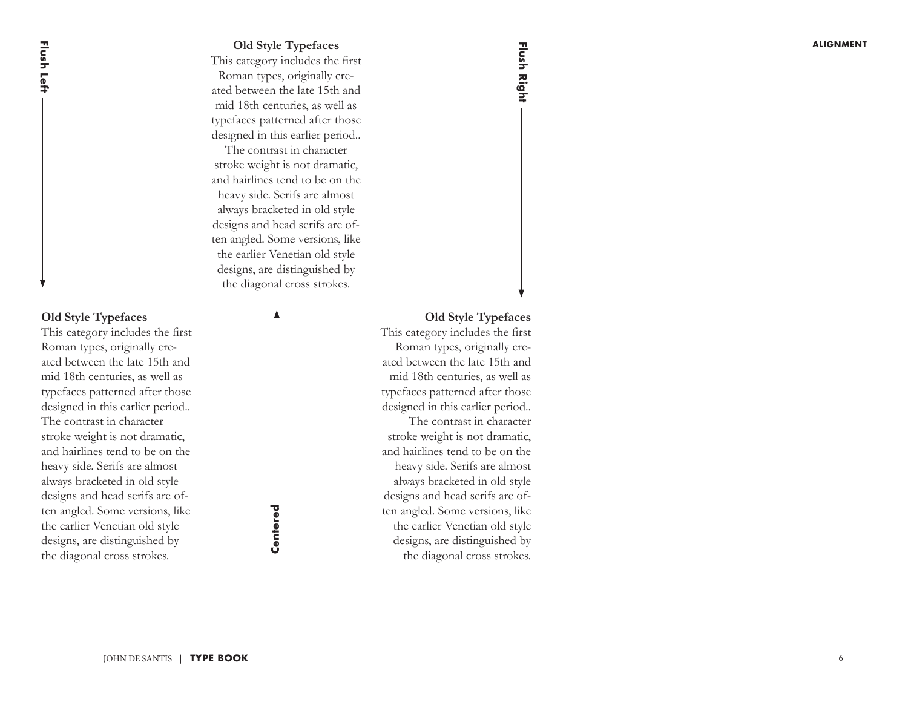Flush Left

### Old Style Typefaces

This category includes the first Roman types, originally created between the late 15th and mid 18th centuries, as well as typefaces patterned after those designed in this earlier period.. The contrast in character stroke weight is not dramatic, and hairlines tend to be on the heavy side. Serifs are almost always bracketed in old style designs and head serifs are often angled. Some versions, like the earlier Venetian old style designs, are distinguished by the diagonal cross strokes.

Centered

### Old Style Typefaces

This category includes the first Roman types, originally created between the late 15th and mid 18th centuries, as well as typefaces patterned after those designed in this earlier period.. The contrast in character stroke weight is not dramatic, and hairlines tend to be on the heavy side. Serifs are almost always bracketed in old style designs and head serifs are often angled. Some versions, like the earlier Venetian old style designs, are distinguished by the diagonal cross strokes.

Flush Right

### Old Style Typefaces

This category includes the first Roman types, originally created between the late 15th and mid 18th centuries, as well as typefaces patterned after those designed in this earlier period.. The contrast in character stroke weight is not dramatic, and hairlines tend to be on the heavy side. Serifs are almost always bracketed in old style designs and head serifs are often angled. Some versions, like the earlier Venetian old style designs, are distinguished by the diagonal cross strokes.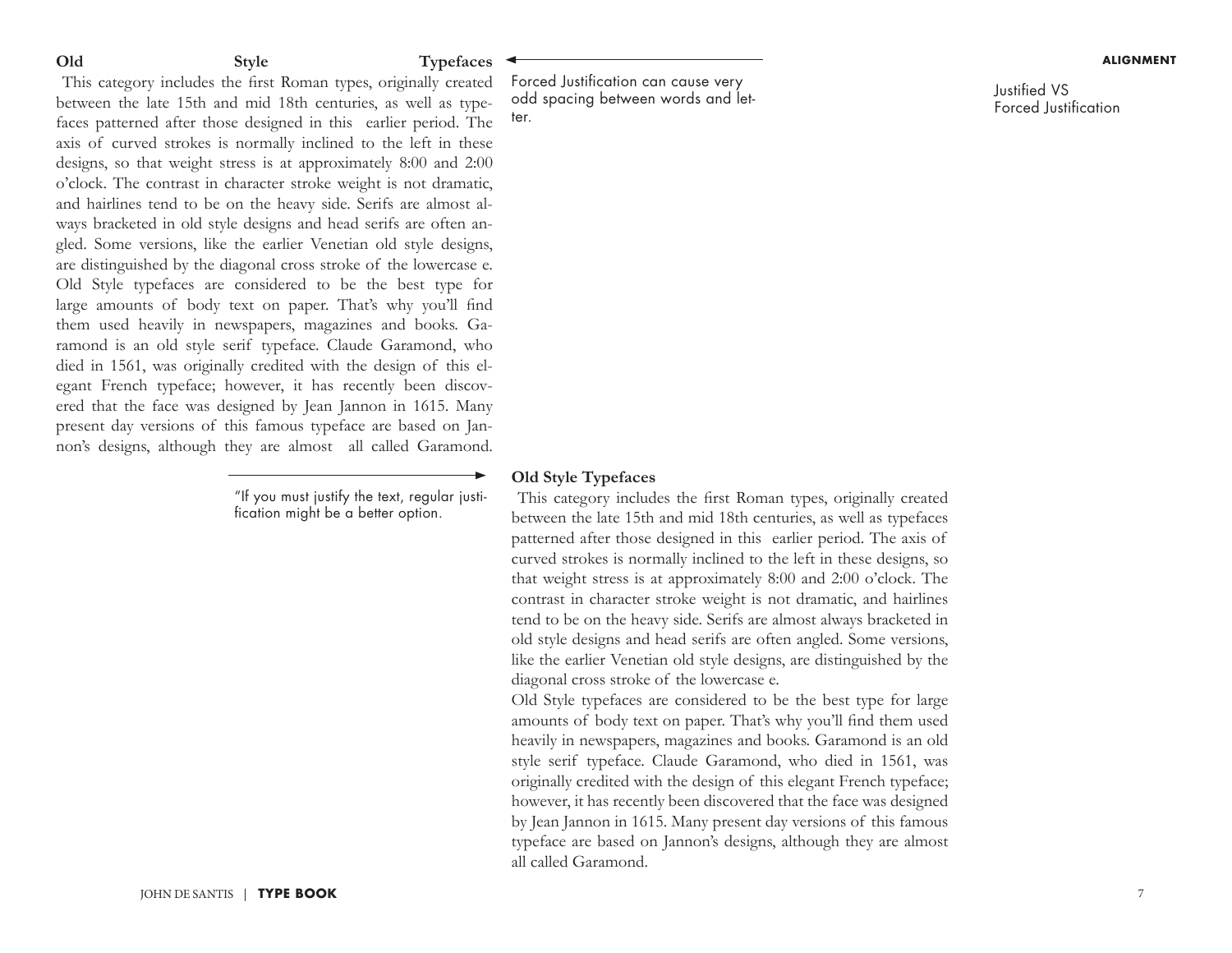**ALIGNMENT**

Justified VS
Forced Justification

**Old Style Typefaces**

This category includes the first Roman types, originally created between the late 15th and mid 18th centuries, as well as typefaces patterned after those designed in this earlier period. The axis of curved strokes is normally inclined to the left in these designs, so that weight stress is at approximately 8:00 and 2:00 o'clock. The contrast in character stroke weight is not dramatic, and hairlines tend to be on the heavy side. Serifs are almost always bracketed in old style designs and head serifs are often angled. Some versions, like the earlier Venetian old style designs, are distinguished by the diagonal cross stroke of the lowercase e. Old Style typefaces are considered to be the best type for large amounts of body text on paper. That's why you'll find them used heavily in newspapers, magazines and books. Garamond is an old style serif typeface. Claude Garamond, who died in 1561, was originally credited with the design of this elegant French typeface; however, it has recently been discovered that the face was designed by Jean Jannon in 1615. Many present day versions of this famous typeface are based on Jannon's designs, although they are almost all called Garamond.

Forced Justification can cause very odd spacing between words and letter.

"If you must justify the text, regular justification might be a better option.

**Old Style Typefaces**

This category includes the first Roman types, originally created between the late 15th and mid 18th centuries, as well as typefaces patterned after those designed in this earlier period. The axis of curved strokes is normally inclined to the left in these designs, so that weight stress is at approximately 8:00 and 2:00 o'clock. The contrast in character stroke weight is not dramatic, and hairlines tend to be on the heavy side. Serifs are almost always bracketed in old style designs and head serifs are often angled. Some versions, like the earlier Venetian old style designs, are distinguished by the diagonal cross stroke of the lowercase e.

Old Style typefaces are considered to be the best type for large amounts of body text on paper. That's why you'll find them used heavily in newspapers, magazines and books. Garamond is an old style serif typeface. Claude Garamond, who died in 1561, was originally credited with the design of this elegant French typeface; however, it has recently been discovered that the face was designed by Jean Jannon in 1615. Many present day versions of this famous typeface are based on Jannon's designs, although they are almost all called Garamond.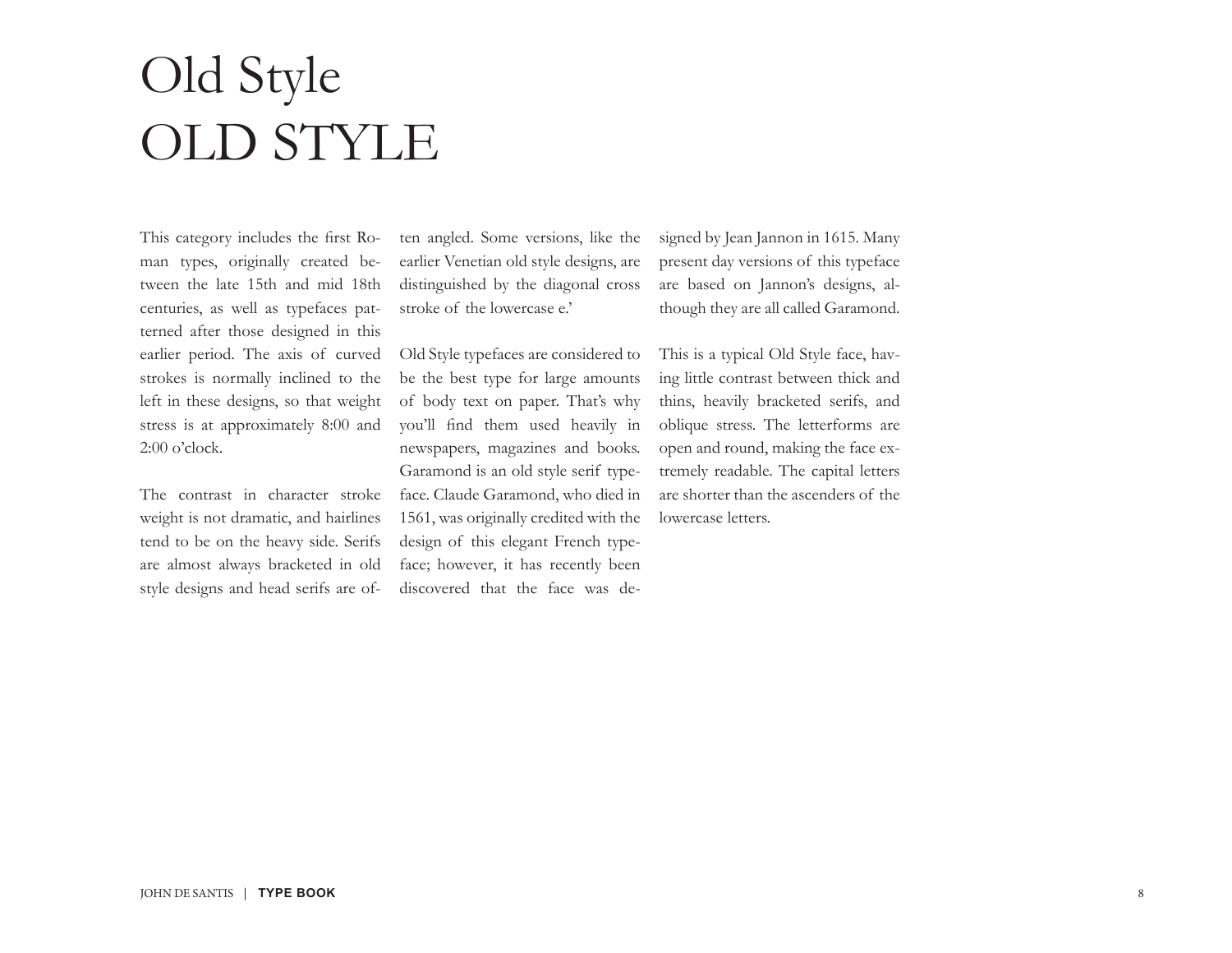# Old Style
# OLD STYLE

This category includes the first Roman types, originally created between the late 15th and mid 18th centuries, as well as typefaces patterned after those designed in this earlier period. The axis of curved strokes is normally inclined to the left in these designs, so that weight stress is at approximately 8:00 and 2:00 o'clock.

The contrast in character stroke weight is not dramatic, and hairlines tend to be on the heavy side. Serifs are almost always bracketed in old style designs and head serifs are often angled. Some versions, like the earlier Venetian old style designs, are distinguished by the diagonal cross stroke of the lowercase e.'

Old Style typefaces are considered to be the best type for large amounts of body text on paper. That's why you'll find them used heavily in newspapers, magazines and books. Garamond is an old style serif typeface. Claude Garamond, who died in 1561, was originally credited with the design of this elegant French typeface; however, it has recently been discovered that the face was designed by Jean Jannon in 1615. Many present day versions of this typeface are based on Jannon's designs, although they are all called Garamond.

This is a typical Old Style face, having little contrast between thick and thins, heavily bracketed serifs, and oblique stress. The letterforms are open and round, making the face extremely readable. The capital letters are shorter than the ascenders of the lowercase letters.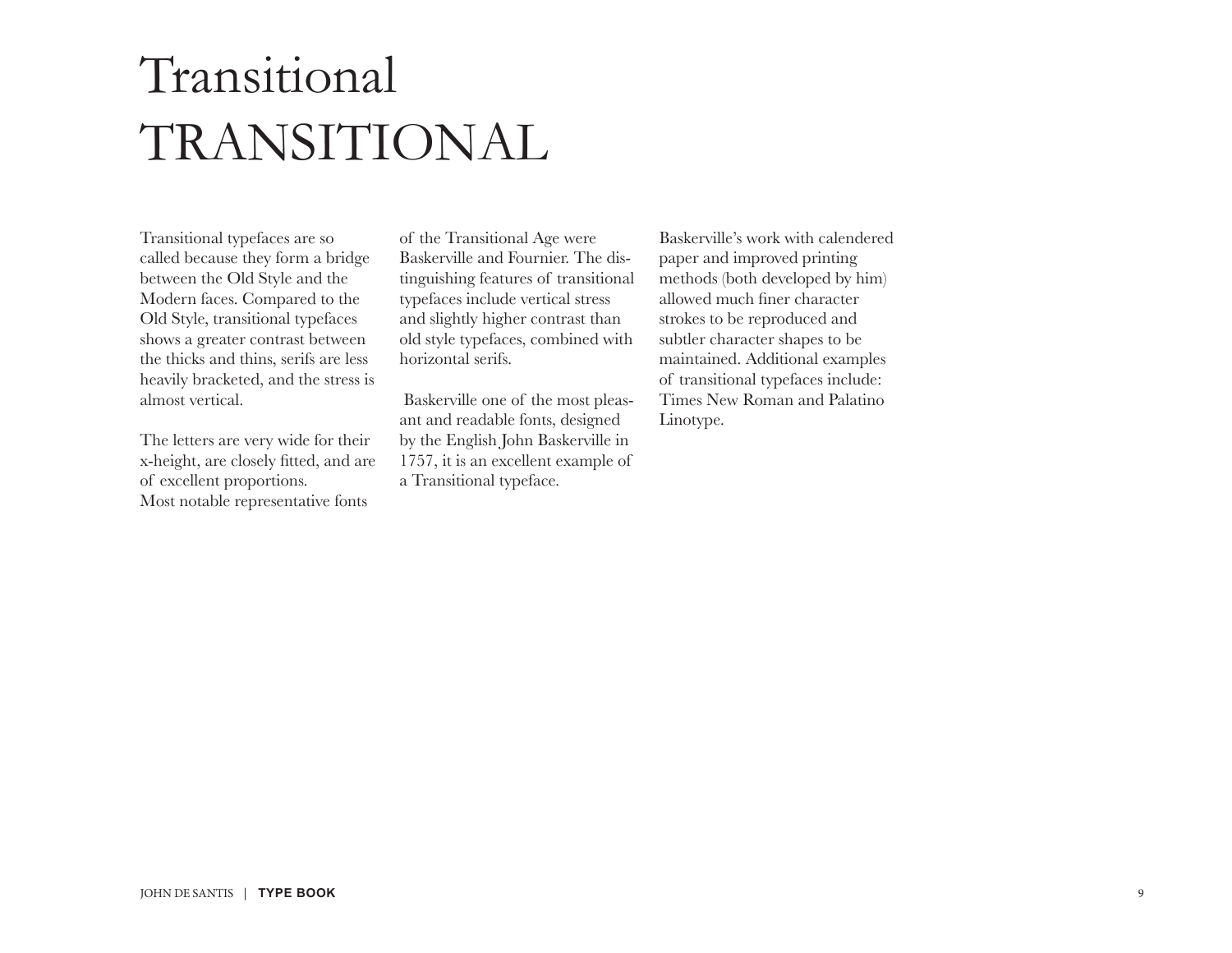# Transitional
# TRANSITIONAL

Transitional typefaces are so called because they form a bridge between the Old Style and the Modern faces. Compared to the Old Style, transitional typefaces shows a greater contrast between the thicks and thins, serifs are less heavily bracketed, and the stress is almost vertical.

The letters are very wide for their x-height, are closely fitted, and are of excellent proportions.
Most notable representative fonts of the Transitional Age were Baskerville and Fournier. The distinguishing features of transitional typefaces include vertical stress and slightly higher contrast than old style typefaces, combined with horizontal serifs.

Baskerville one of the most pleasant and readable fonts, designed by the English John Baskerville in 1757, it is an excellent example of a Transitional typeface.

Baskerville's work with calendered paper and improved printing methods (both developed by him) allowed much finer character strokes to be reproduced and subtler character shapes to be maintained. Additional examples of transitional typefaces include: Times New Roman and Palatino Linotype.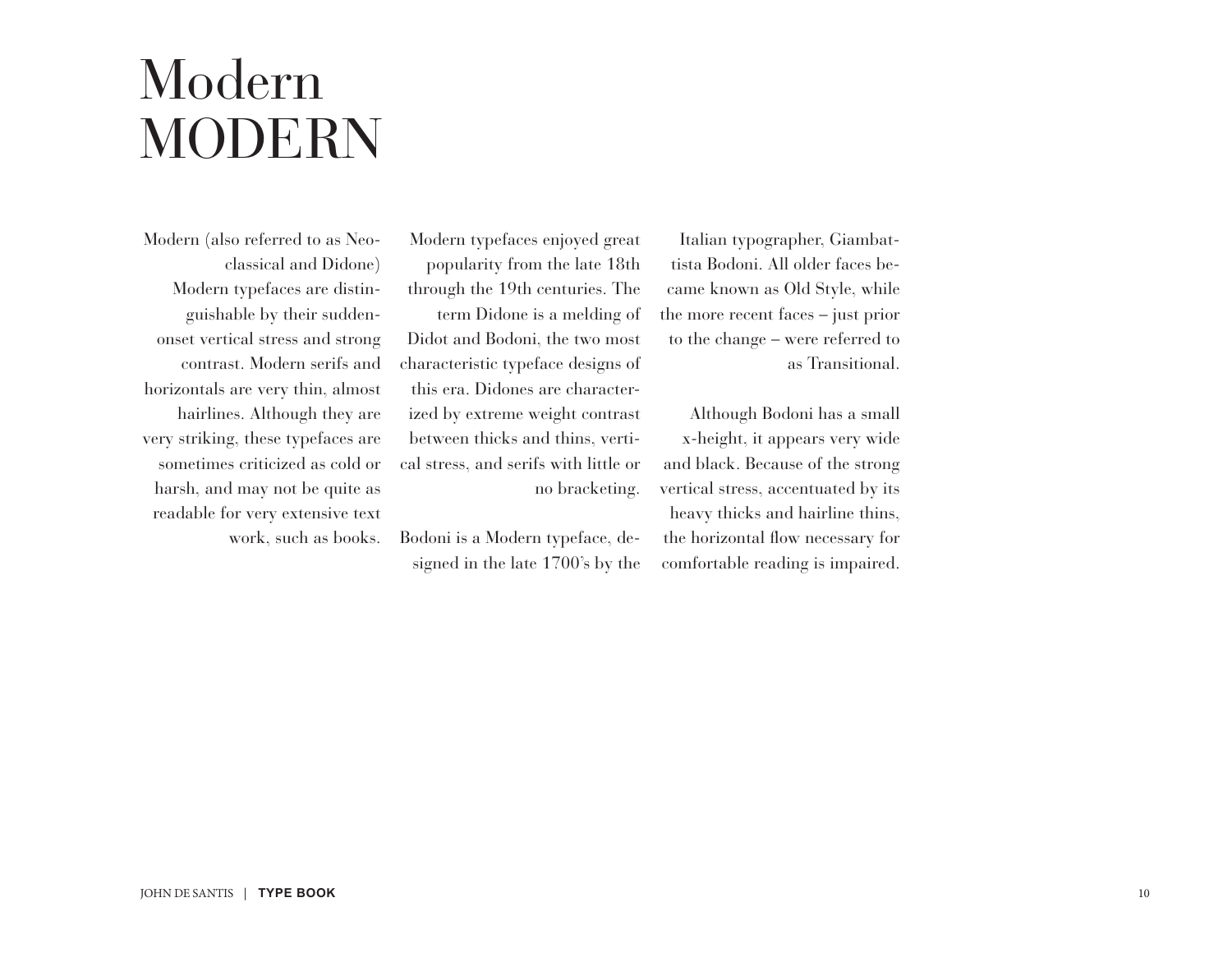# Modern
# MODERN

Modern (also referred to as Neoclassical and Didone) Modern typefaces are distinguishable by their sudden-onset vertical stress and strong contrast. Modern serifs and horizontals are very thin, almost hairlines. Although they are very striking, these typefaces are sometimes criticized as cold or harsh, and may not be quite as readable for very extensive text work, such as books.

Modern typefaces enjoyed great popularity from the late 18th through the 19th centuries. The term Didone is a melding of Didot and Bodoni, the two most characteristic typeface designs of this era. Didones are characterized by extreme weight contrast between thicks and thins, vertical stress, and serifs with little or no bracketing.

Bodoni is a Modern typeface, designed in the late 1700's by the Italian typographer, Giambattista Bodoni. All older faces became known as Old Style, while the more recent faces – just prior to the change – were referred to as Transitional.

Although Bodoni has a small x-height, it appears very wide and black. Because of the strong vertical stress, accentuated by its heavy thicks and hairline thins, the horizontal flow necessary for comfortable reading is impaired.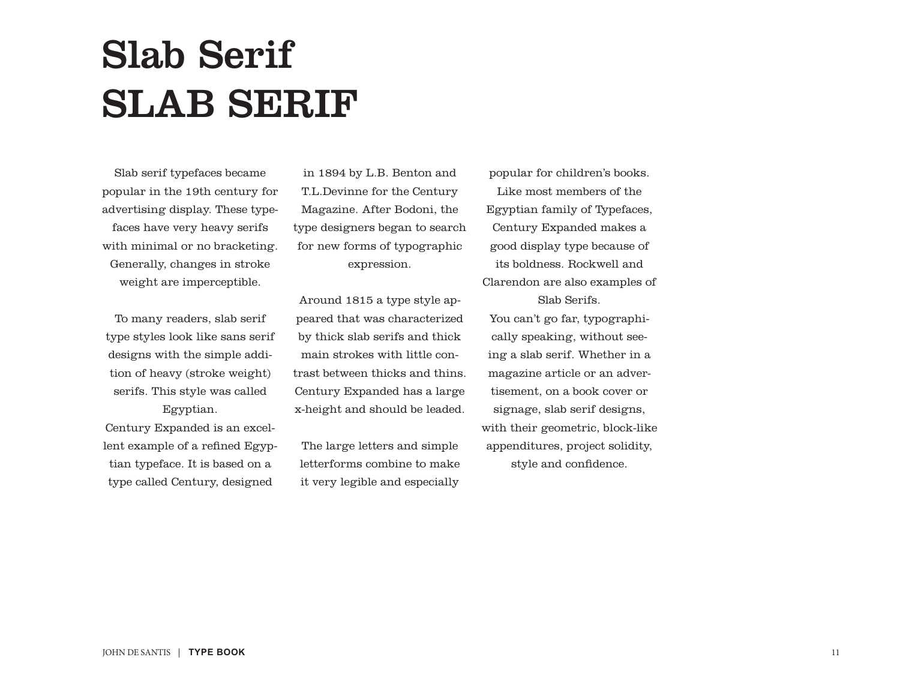# Slab Serif
# SLAB SERIF

Slab serif typefaces became popular in the 19th century for advertising display. These typefaces have very heavy serifs with minimal or no bracketing. Generally, changes in stroke weight are imperceptible.

To many readers, slab serif type styles look like sans serif designs with the simple addition of heavy (stroke weight) serifs. This style was called Egyptian.

Century Expanded is an excellent example of a refined Egyptian typeface. It is based on a type called Century, designed in 1894 by L.B. Benton and T.L.Devinne for the Century Magazine. After Bodoni, the type designers began to search for new forms of typographic expression.

Around 1815 a type style appeared that was characterized by thick slab serifs and thick main strokes with little contrast between thicks and thins. Century Expanded has a large x-height and should be leaded.

The large letters and simple letterforms combine to make it very legible and especially popular for children's books. Like most members of the Egyptian family of Typefaces, Century Expanded makes a good display type because of its boldness. Rockwell and Clarendon are also examples of Slab Serifs.

You can't go far, typographically speaking, without seeing a slab serif. Whether in a magazine article or an advertisement, on a book cover or signage, slab serif designs, with their geometric, block-like appenditures, project solidity, style and confidence.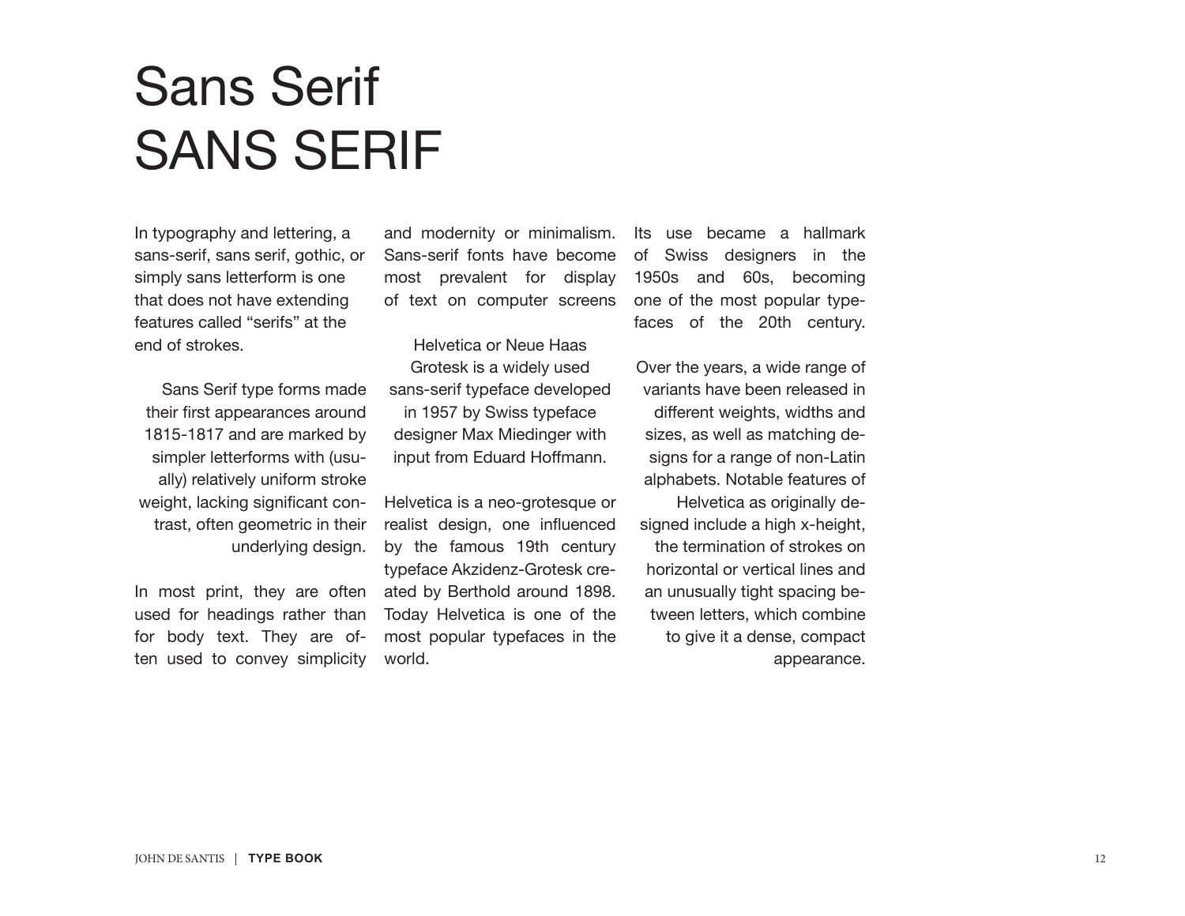# Sans Serif
# SANS SERIF

In typography and lettering, a sans-serif, sans serif, gothic, or simply sans letterform is one that does not have extending features called "serifs" at the end of strokes.

Sans Serif type forms made their first appearances around 1815-1817 and are marked by simpler letterforms with (usually) relatively uniform stroke weight, lacking significant contrast, often geometric in their underlying design.

In most print, they are often used for headings rather than for body text. They are often used to convey simplicity and modernity or minimalism. Sans-serif fonts have become most prevalent for display of text on computer screens

Helvetica or Neue Haas Grotesk is a widely used sans-serif typeface developed in 1957 by Swiss typeface designer Max Miedinger with input from Eduard Hoffmann.

Helvetica is a neo-grotesque or realist design, one influenced by the famous 19th century typeface Akzidenz-Grotesk created by Berthold around 1898. Today Helvetica is one of the most popular typefaces in the world.

Its use became a hallmark of Swiss designers in the 1950s and 60s, becoming one of the most popular typefaces of the 20th century.

Over the years, a wide range of variants have been released in different weights, widths and sizes, as well as matching designs for a range of non-Latin alphabets. Notable features of Helvetica as originally designed include a high x-height, the termination of strokes on horizontal or vertical lines and an unusually tight spacing between letters, which combine to give it a dense, compact appearance.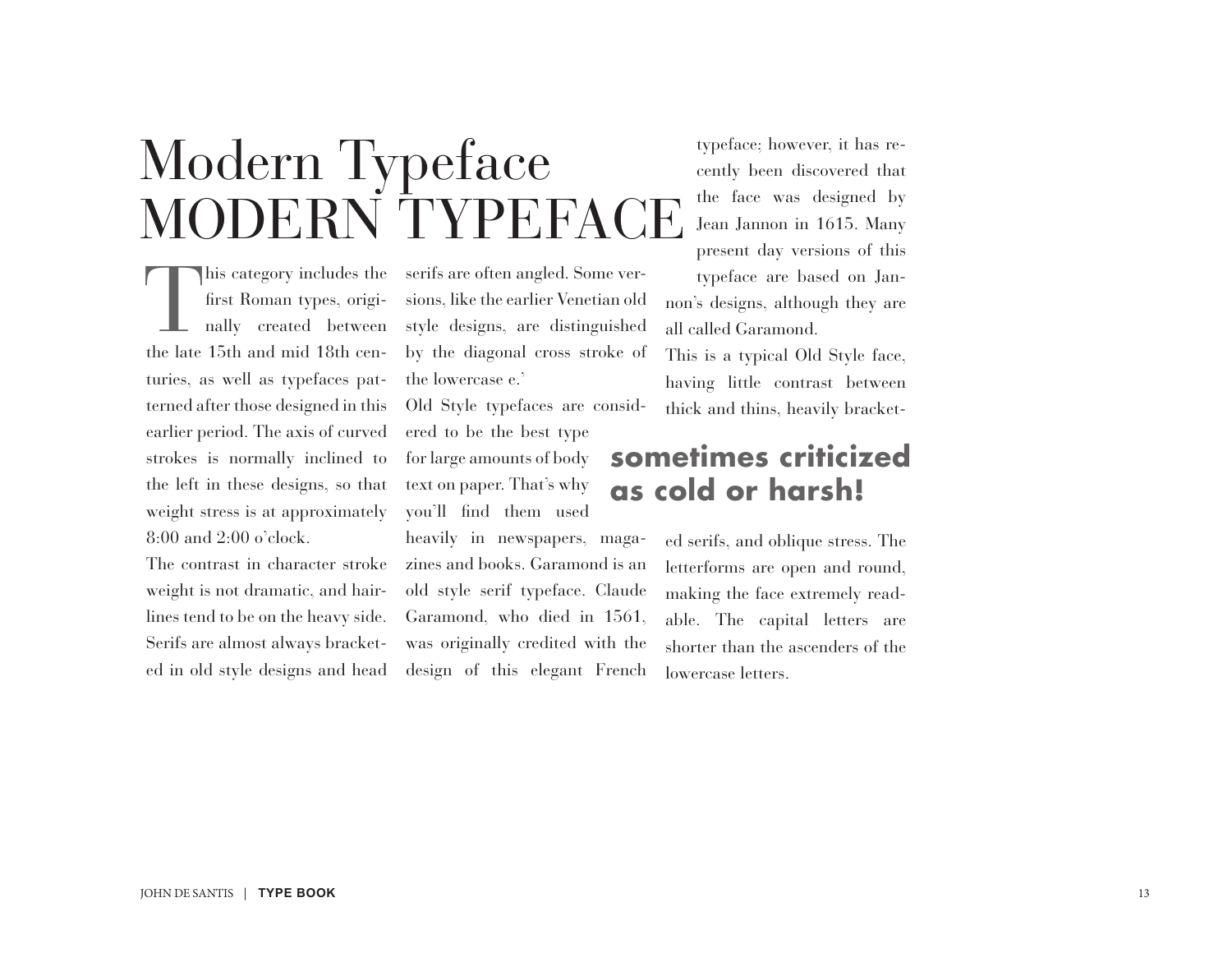# Modern Typeface
# MODERN TYPEFACE

This category includes the first Roman types, originally created between the late 15th and mid 18th centuries, as well as typefaces patterned after those designed in this earlier period. The axis of curved strokes is normally inclined to the left in these designs, so that weight stress is at approximately 8:00 and 2:00 o'clock.

The contrast in character stroke weight is not dramatic, and hairlines tend to be on the heavy side. Serifs are almost always bracketed in old style designs and head serifs are often angled. Some versions, like the earlier Venetian old style designs, are distinguished by the diagonal cross stroke of the lowercase e.'

Old Style typefaces are considered to be the best type for large amounts of body text on paper. That's why you'll find them used heavily in newspapers, magazines and books. Garamond is an old style serif typeface. Claude Garamond, who died in 1561, was originally credited with the design of this elegant French typeface; however, it has recently been discovered that the face was designed by Jean Jannon in 1615. Many present day versions of this typeface are based on Jannon's designs, although they are all called Garamond.

This is a typical Old Style face, having little contrast between thick and thins, heavily bracketed serifs, and oblique stress. The letterforms are open and round, making the face extremely readable. The capital letters are shorter than the ascenders of the lowercase letters.

**sometimes criticized as cold or harsh!**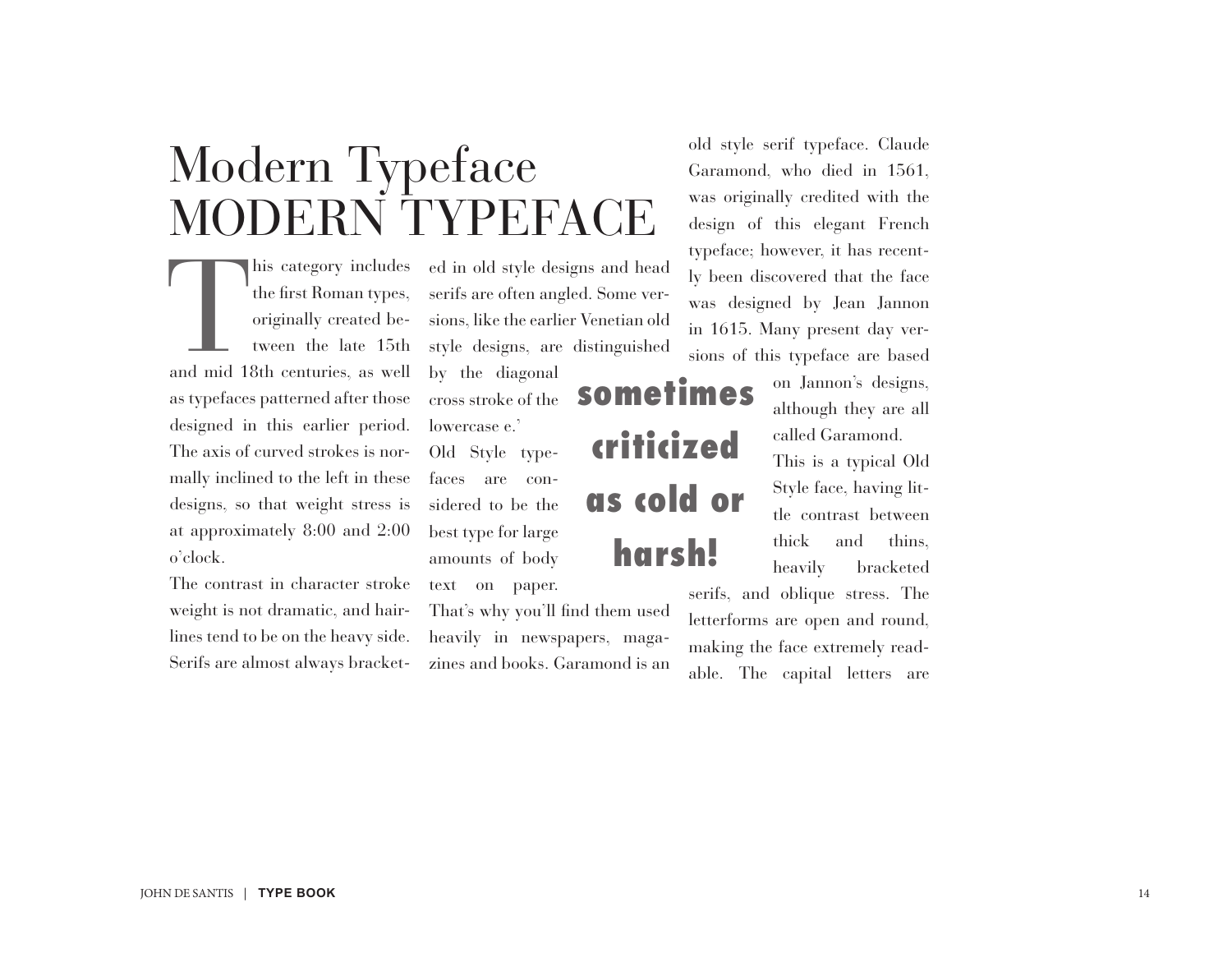# Modern Typeface MODERN TYPEFACE

This category includes the first Roman types, originally created between the late 15th and mid 18th centuries, as well as typefaces patterned after those designed in this earlier period. The axis of curved strokes is normally inclined to the left in these designs, so that weight stress is at approximately 8:00 and 2:00 o'clock.

The contrast in character stroke weight is not dramatic, and hairlines tend to be on the heavy side. Serifs are almost always bracketed in old style designs and head serifs are often angled. Some versions, like the earlier Venetian old style designs, are distinguished by the diagonal cross stroke of the lowercase e.'

Old Style typefaces are considered to be the best type for large amounts of body text on paper. That's why you'll find them used heavily in newspapers, magazines and books. Garamond is an old style serif typeface. Claude Garamond, who died in 1561, was originally credited with the design of this elegant French typeface; however, it has recently been discovered that the face was designed by Jean Jannon in 1615. Many present day versions of this typeface are based on Jannon's designs, although they are all called Garamond.

**sometimes criticized as cold or harsh!**

This is a typical Old Style face, having little contrast between thick and thins, heavily bracketed serifs, and oblique stress. The letterforms are open and round, making the face extremely readable. The capital letters are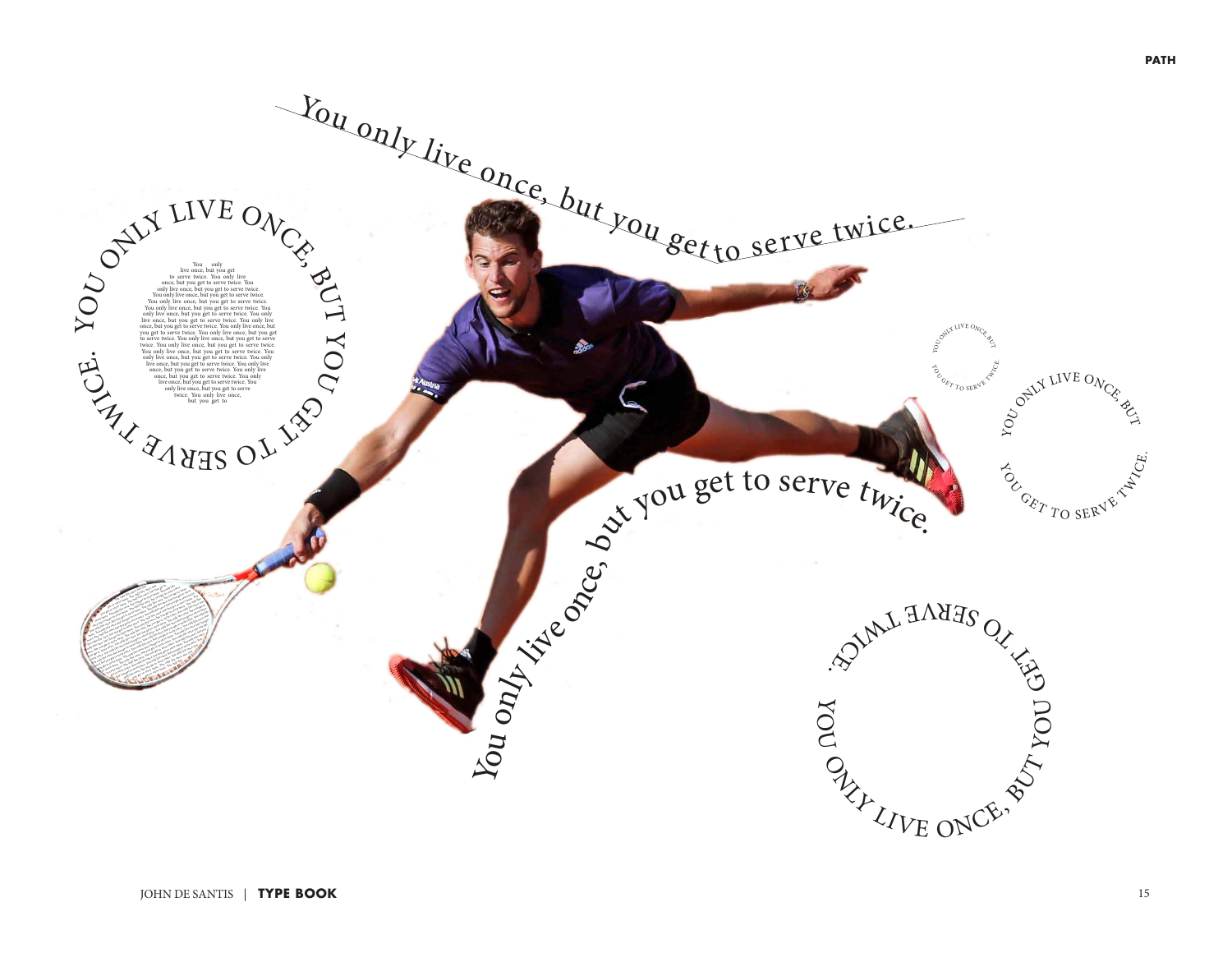PATH

You only live once, but you get to serve twice.

YOU ONLY LIVE ONCE, BUT YOU GET TO SERVE TWICE.

You only live once, but you get to serve twice. You only live once, but you get to serve twice. You only live once, but you get to serve twice. You only live once, but you get to serve twice. You only live once, but you get to serve twice. You only live once, but you get to serve twice. You only live once, but you get to serve twice. You only live once, but you get to serve twice. You only live once, but you get to serve twice. You only live once, but you get to serve twice. You only live once, but you get to serve twice. You only live once, but you get to serve twice. You only live once, but you get to serve twice. You only live once, but you get to serve twice. You only live once, but you get to serve twice. You only live once, but you get to serve twice. You only live once, but you get to

YOU ONLY LIVE ONCE, BUT YOU GET TO SERVE TWICE.

YOU ONLY LIVE ONCE, BUT YOU GET TO SERVE TWICE.

You only live once, but you get to serve twice.

YOU ONLY LIVE ONCE, BUT YOU GET TO SERVE TWICE.

JOHN DE SANTIS | **TYPE BOOK**